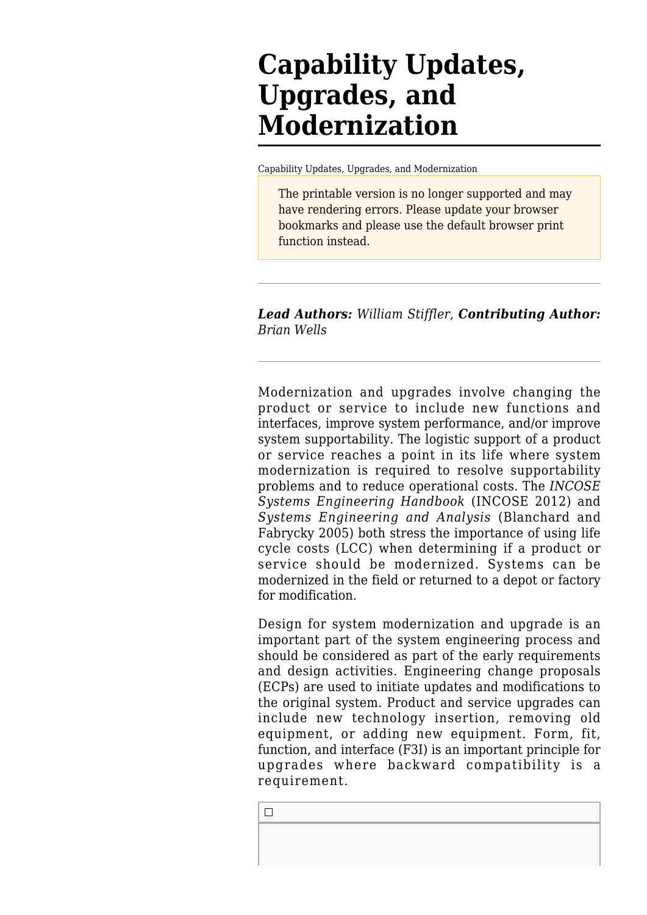# Capability Updates, Upgrades, and Modernization

Capability Updates, Upgrades, and Modernization

The printable version is no longer supported and may have rendering errors. Please update your browser bookmarks and please use the default browser print function instead.

---

***Lead Authors:*** *William Stiffler*, ***Contributing Author:*** *Brian Wells*

---

Modernization and upgrades involve changing the product or service to include new functions and interfaces, improve system performance, and/or improve system supportability. The logistic support of a product or service reaches a point in its life where system modernization is required to resolve supportability problems and to reduce operational costs. The *INCOSE Systems Engineering Handbook* (INCOSE 2012) and *Systems Engineering and Analysis* (Blanchard and Fabrycky 2005) both stress the importance of using life cycle costs (LCC) when determining if a product or service should be modernized. Systems can be modernized in the field or returned to a depot or factory for modification.

Design for system modernization and upgrade is an important part of the system engineering process and should be considered as part of the early requirements and design activities. Engineering change proposals (ECPs) are used to initiate updates and modifications to the original system. Product and service upgrades can include new technology insertion, removing old equipment, or adding new equipment. Form, fit, function, and interface (F3I) is an important principle for upgrades where backward compatibility is a requirement.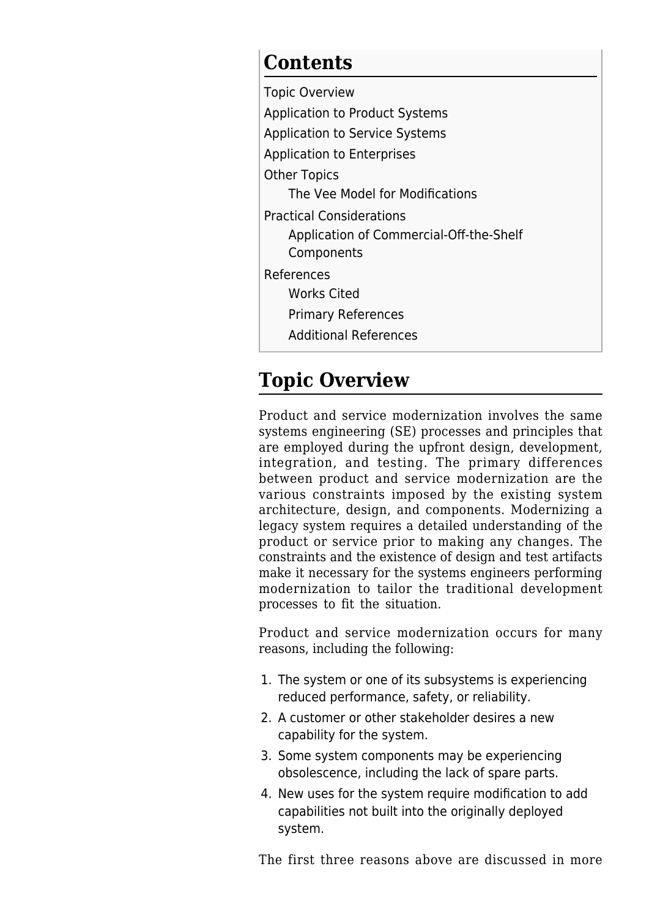## Contents

- Topic Overview
- Application to Product Systems
- Application to Service Systems
- Application to Enterprises
- Other Topics
  - The Vee Model for Modifications
- Practical Considerations
  - Application of Commercial-Off-the-Shelf Components
- References
  - Works Cited
  - Primary References
  - Additional References

## Topic Overview

Product and service modernization involves the same systems engineering (SE) processes and principles that are employed during the upfront design, development, integration, and testing. The primary differences between product and service modernization are the various constraints imposed by the existing system architecture, design, and components. Modernizing a legacy system requires a detailed understanding of the product or service prior to making any changes. The constraints and the existence of design and test artifacts make it necessary for the systems engineers performing modernization to tailor the traditional development processes to fit the situation.

Product and service modernization occurs for many reasons, including the following:

1. The system or one of its subsystems is experiencing reduced performance, safety, or reliability.
2. A customer or other stakeholder desires a new capability for the system.
3. Some system components may be experiencing obsolescence, including the lack of spare parts.
4. New uses for the system require modification to add capabilities not built into the originally deployed system.

The first three reasons above are discussed in more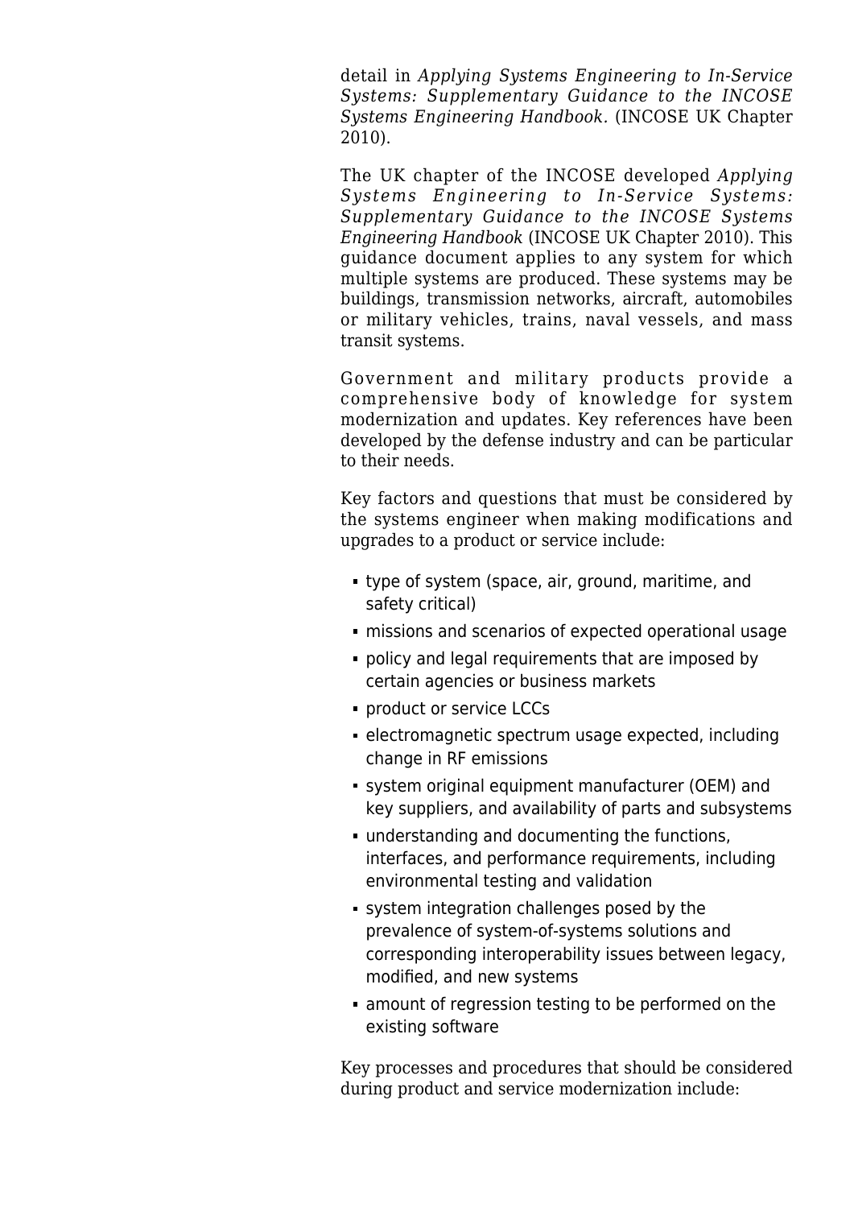detail in *Applying Systems Engineering to In-Service Systems: Supplementary Guidance to the INCOSE Systems Engineering Handbook*. (INCOSE UK Chapter 2010).

The UK chapter of the INCOSE developed *Applying Systems Engineering to In-Service Systems: Supplementary Guidance to the INCOSE Systems Engineering Handbook* (INCOSE UK Chapter 2010). This guidance document applies to any system for which multiple systems are produced. These systems may be buildings, transmission networks, aircraft, automobiles or military vehicles, trains, naval vessels, and mass transit systems.

Government and military products provide a comprehensive body of knowledge for system modernization and updates. Key references have been developed by the defense industry and can be particular to their needs.

Key factors and questions that must be considered by the systems engineer when making modifications and upgrades to a product or service include:

- type of system (space, air, ground, maritime, and safety critical)
- missions and scenarios of expected operational usage
- policy and legal requirements that are imposed by certain agencies or business markets
- product or service LCCs
- electromagnetic spectrum usage expected, including change in RF emissions
- system original equipment manufacturer (OEM) and key suppliers, and availability of parts and subsystems
- understanding and documenting the functions, interfaces, and performance requirements, including environmental testing and validation
- system integration challenges posed by the prevalence of system-of-systems solutions and corresponding interoperability issues between legacy, modified, and new systems
- amount of regression testing to be performed on the existing software

Key processes and procedures that should be considered during product and service modernization include: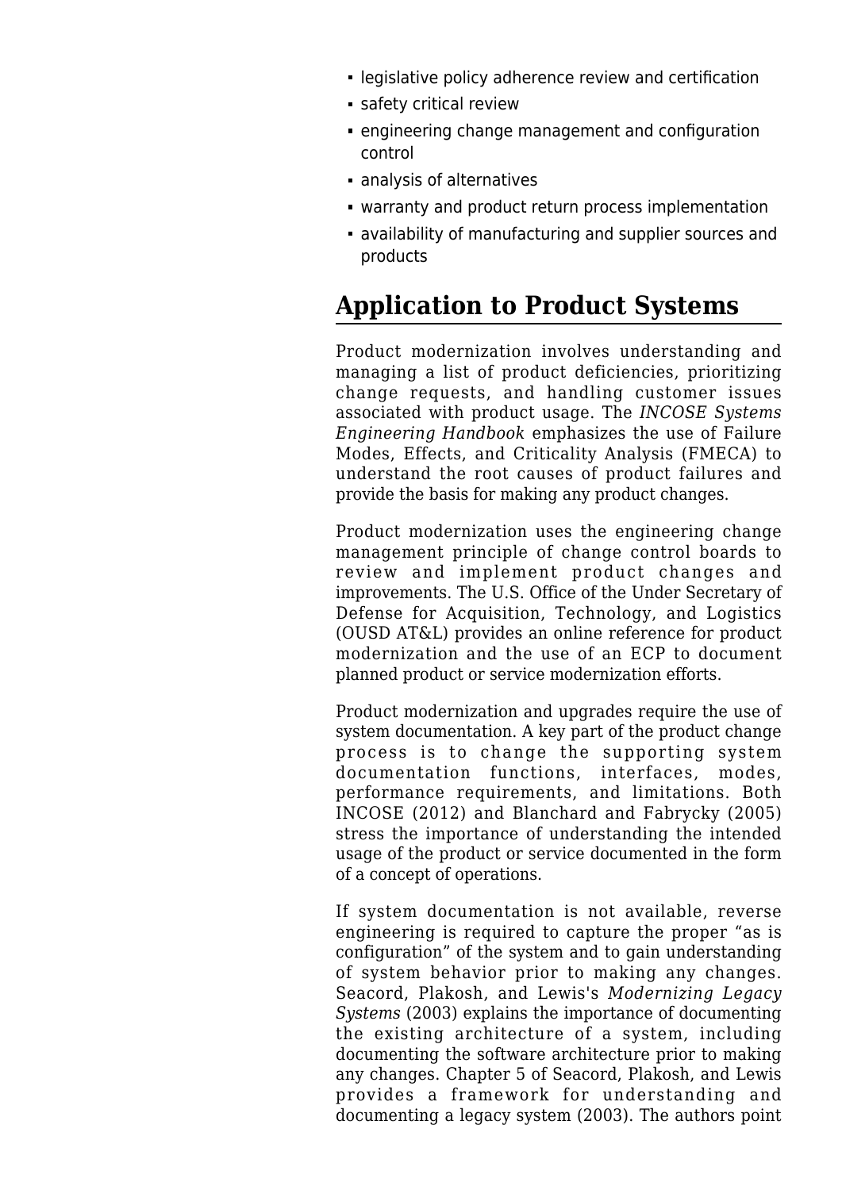- legislative policy adherence review and certification
- safety critical review
- engineering change management and configuration control
- analysis of alternatives
- warranty and product return process implementation
- availability of manufacturing and supplier sources and products

## Application to Product Systems

Product modernization involves understanding and managing a list of product deficiencies, prioritizing change requests, and handling customer issues associated with product usage. The *INCOSE Systems Engineering Handbook* emphasizes the use of Failure Modes, Effects, and Criticality Analysis (FMECA) to understand the root causes of product failures and provide the basis for making any product changes.

Product modernization uses the engineering change management principle of change control boards to review and implement product changes and improvements. The U.S. Office of the Under Secretary of Defense for Acquisition, Technology, and Logistics (OUSD AT&L) provides an online reference for product modernization and the use of an ECP to document planned product or service modernization efforts.

Product modernization and upgrades require the use of system documentation. A key part of the product change process is to change the supporting system documentation functions, interfaces, modes, performance requirements, and limitations. Both INCOSE (2012) and Blanchard and Fabrycky (2005) stress the importance of understanding the intended usage of the product or service documented in the form of a concept of operations.

If system documentation is not available, reverse engineering is required to capture the proper "as is configuration" of the system and to gain understanding of system behavior prior to making any changes. Seacord, Plakosh, and Lewis's *Modernizing Legacy Systems* (2003) explains the importance of documenting the existing architecture of a system, including documenting the software architecture prior to making any changes. Chapter 5 of Seacord, Plakosh, and Lewis provides a framework for understanding and documenting a legacy system (2003). The authors point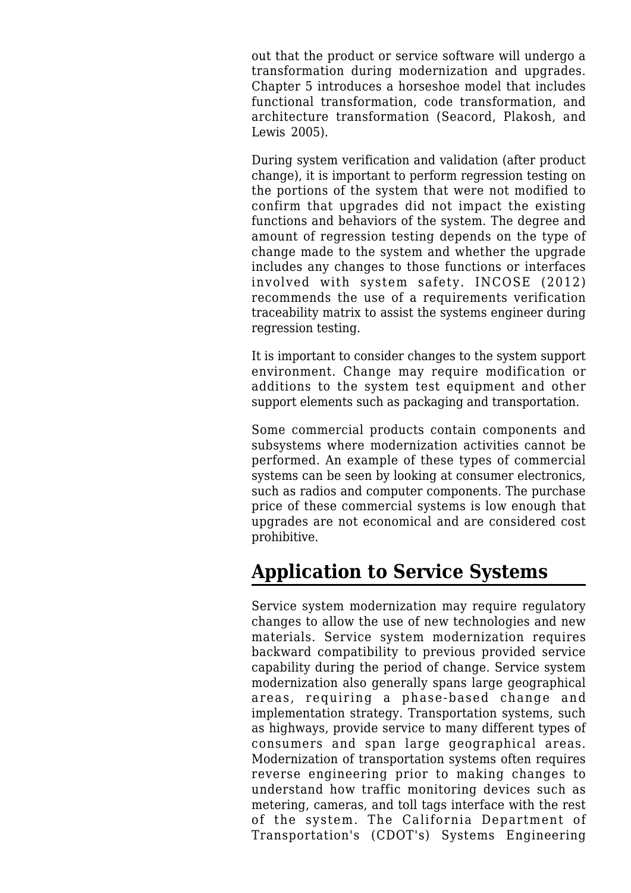out that the product or service software will undergo a transformation during modernization and upgrades. Chapter 5 introduces a horseshoe model that includes functional transformation, code transformation, and architecture transformation (Seacord, Plakosh, and Lewis 2005).

During system verification and validation (after product change), it is important to perform regression testing on the portions of the system that were not modified to confirm that upgrades did not impact the existing functions and behaviors of the system. The degree and amount of regression testing depends on the type of change made to the system and whether the upgrade includes any changes to those functions or interfaces involved with system safety. INCOSE (2012) recommends the use of a requirements verification traceability matrix to assist the systems engineer during regression testing.

It is important to consider changes to the system support environment. Change may require modification or additions to the system test equipment and other support elements such as packaging and transportation.

Some commercial products contain components and subsystems where modernization activities cannot be performed. An example of these types of commercial systems can be seen by looking at consumer electronics, such as radios and computer components. The purchase price of these commercial systems is low enough that upgrades are not economical and are considered cost prohibitive.

## Application to Service Systems

Service system modernization may require regulatory changes to allow the use of new technologies and new materials. Service system modernization requires backward compatibility to previous provided service capability during the period of change. Service system modernization also generally spans large geographical areas, requiring a phase-based change and implementation strategy. Transportation systems, such as highways, provide service to many different types of consumers and span large geographical areas. Modernization of transportation systems often requires reverse engineering prior to making changes to understand how traffic monitoring devices such as metering, cameras, and toll tags interface with the rest of the system. The California Department of Transportation's (CDOT's) Systems Engineering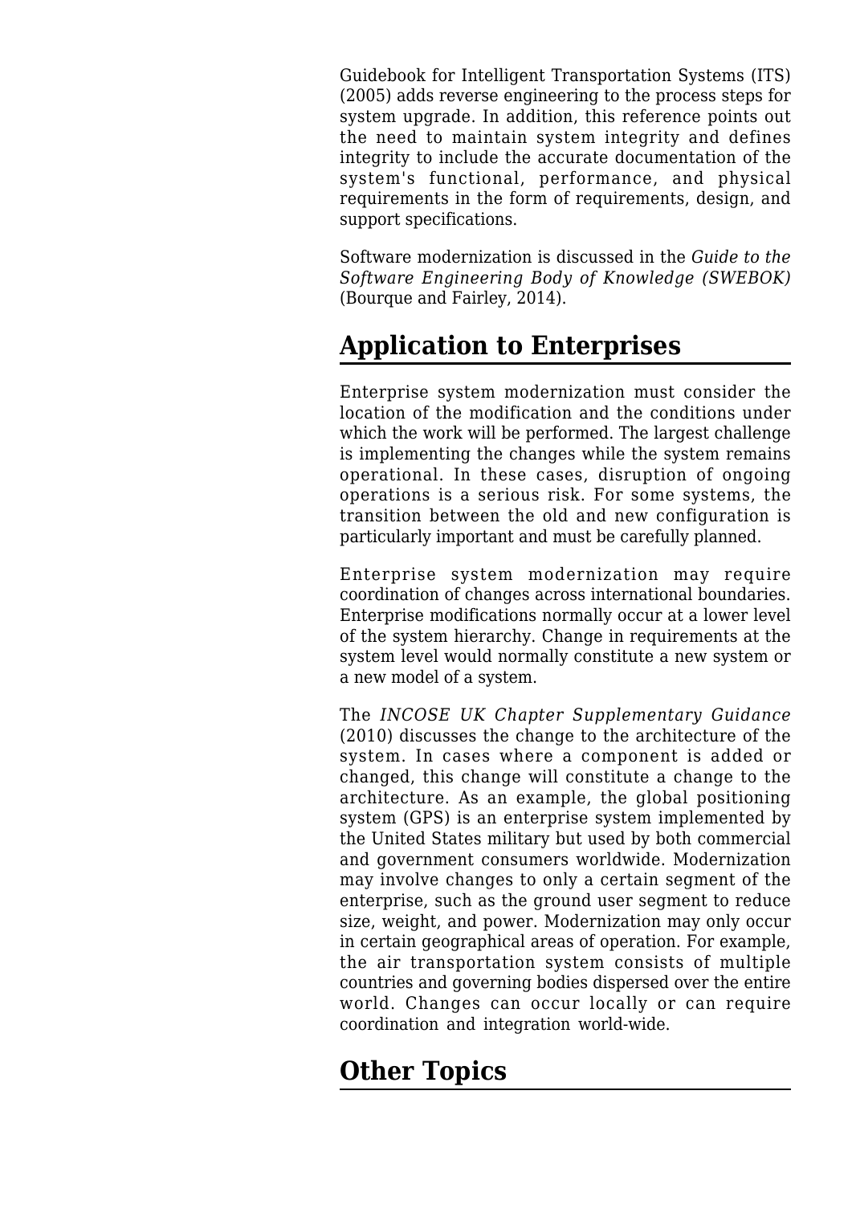Guidebook for Intelligent Transportation Systems (ITS) (2005) adds reverse engineering to the process steps for system upgrade. In addition, this reference points out the need to maintain system integrity and defines integrity to include the accurate documentation of the system's functional, performance, and physical requirements in the form of requirements, design, and support specifications.

Software modernization is discussed in the *Guide to the Software Engineering Body of Knowledge (SWEBOK)* (Bourque and Fairley, 2014).

## Application to Enterprises

Enterprise system modernization must consider the location of the modification and the conditions under which the work will be performed. The largest challenge is implementing the changes while the system remains operational. In these cases, disruption of ongoing operations is a serious risk. For some systems, the transition between the old and new configuration is particularly important and must be carefully planned.

Enterprise system modernization may require coordination of changes across international boundaries. Enterprise modifications normally occur at a lower level of the system hierarchy. Change in requirements at the system level would normally constitute a new system or a new model of a system.

The *INCOSE UK Chapter Supplementary Guidance* (2010) discusses the change to the architecture of the system. In cases where a component is added or changed, this change will constitute a change to the architecture. As an example, the global positioning system (GPS) is an enterprise system implemented by the United States military but used by both commercial and government consumers worldwide. Modernization may involve changes to only a certain segment of the enterprise, such as the ground user segment to reduce size, weight, and power. Modernization may only occur in certain geographical areas of operation. For example, the air transportation system consists of multiple countries and governing bodies dispersed over the entire world. Changes can occur locally or can require coordination and integration world-wide.

## Other Topics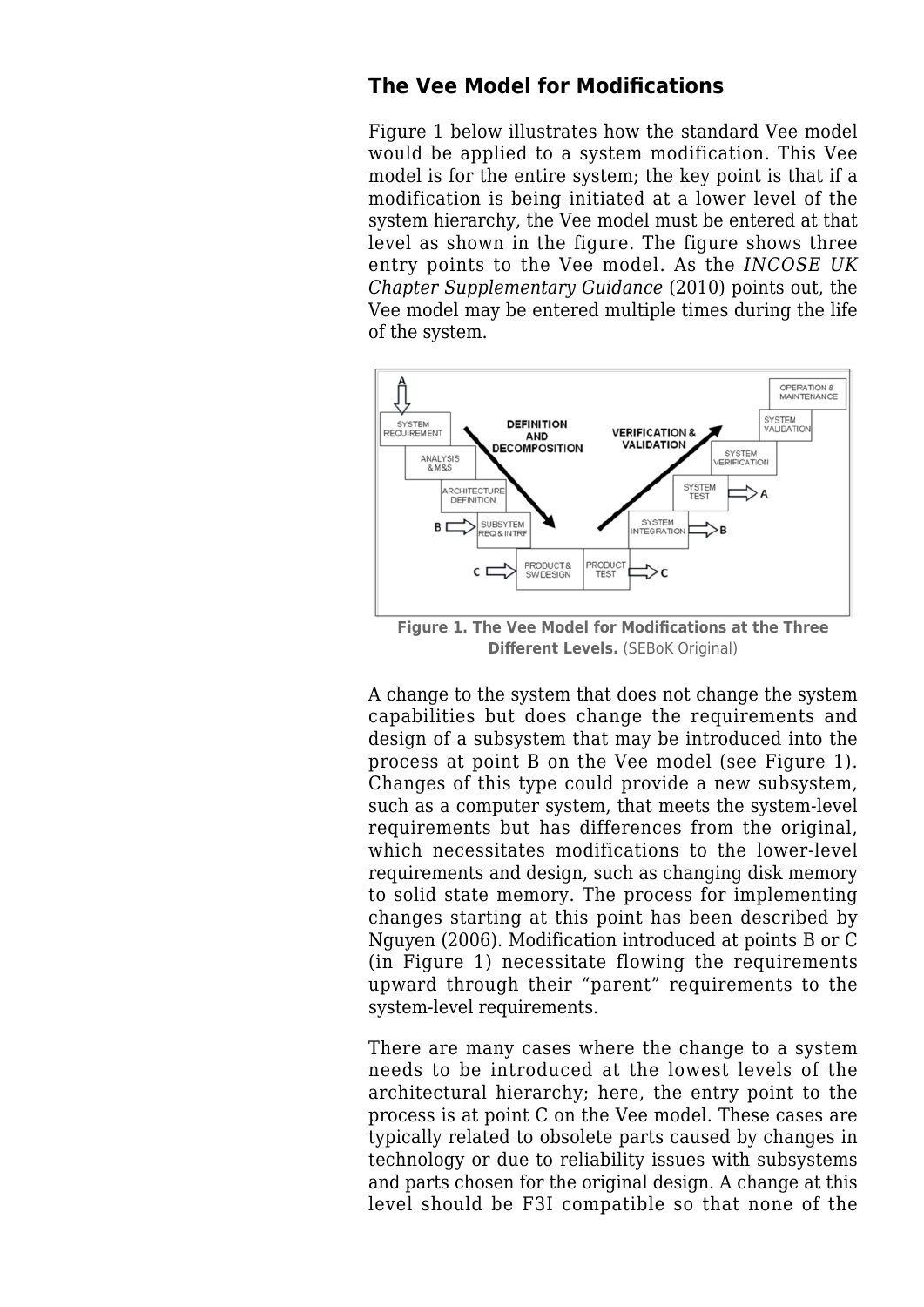## The Vee Model for Modifications

Figure 1 below illustrates how the standard Vee model would be applied to a system modification. This Vee model is for the entire system; the key point is that if a modification is being initiated at a lower level of the system hierarchy, the Vee model must be entered at that level as shown in the figure. The figure shows three entry points to the Vee model. As the *INCOSE UK Chapter Supplementary Guidance* (2010) points out, the Vee model may be entered multiple times during the life of the system.

**Figure 1. The Vee Model for Modifications at the Three Different Levels.** (SEBoK Original)

A change to the system that does not change the system capabilities but does change the requirements and design of a subsystem that may be introduced into the process at point B on the Vee model (see Figure 1). Changes of this type could provide a new subsystem, such as a computer system, that meets the system-level requirements but has differences from the original, which necessitates modifications to the lower-level requirements and design, such as changing disk memory to solid state memory. The process for implementing changes starting at this point has been described by Nguyen (2006). Modification introduced at points B or C (in Figure 1) necessitate flowing the requirements upward through their "parent" requirements to the system-level requirements.

There are many cases where the change to a system needs to be introduced at the lowest levels of the architectural hierarchy; here, the entry point to the process is at point C on the Vee model. These cases are typically related to obsolete parts caused by changes in technology or due to reliability issues with subsystems and parts chosen for the original design. A change at this level should be F3I compatible so that none of the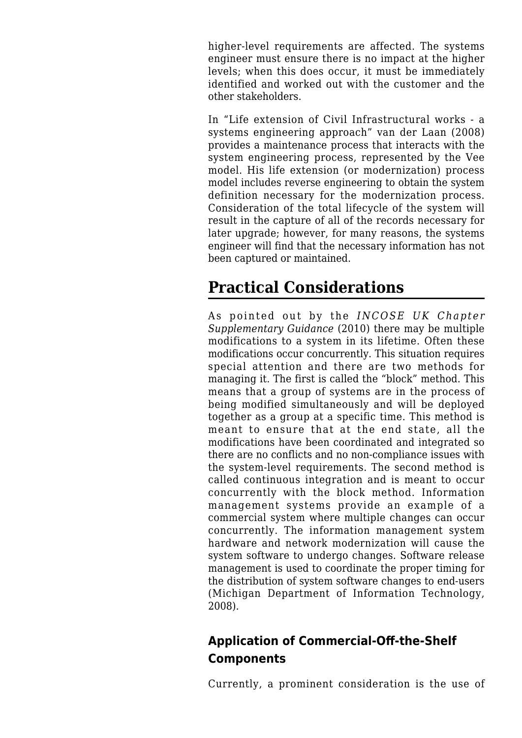higher-level requirements are affected. The systems engineer must ensure there is no impact at the higher levels; when this does occur, it must be immediately identified and worked out with the customer and the other stakeholders.

In "Life extension of Civil Infrastructural works - a systems engineering approach" van der Laan (2008) provides a maintenance process that interacts with the system engineering process, represented by the Vee model. His life extension (or modernization) process model includes reverse engineering to obtain the system definition necessary for the modernization process. Consideration of the total lifecycle of the system will result in the capture of all of the records necessary for later upgrade; however, for many reasons, the systems engineer will find that the necessary information has not been captured or maintained.

# Practical Considerations

As pointed out by the *INCOSE UK Chapter Supplementary Guidance* (2010) there may be multiple modifications to a system in its lifetime. Often these modifications occur concurrently. This situation requires special attention and there are two methods for managing it. The first is called the "block" method. This means that a group of systems are in the process of being modified simultaneously and will be deployed together as a group at a specific time. This method is meant to ensure that at the end state, all the modifications have been coordinated and integrated so there are no conflicts and no non-compliance issues with the system-level requirements. The second method is called continuous integration and is meant to occur concurrently with the block method. Information management systems provide an example of a commercial system where multiple changes can occur concurrently. The information management system hardware and network modernization will cause the system software to undergo changes. Software release management is used to coordinate the proper timing for the distribution of system software changes to end-users (Michigan Department of Information Technology, 2008).

## Application of Commercial-Off-the-Shelf Components

Currently, a prominent consideration is the use of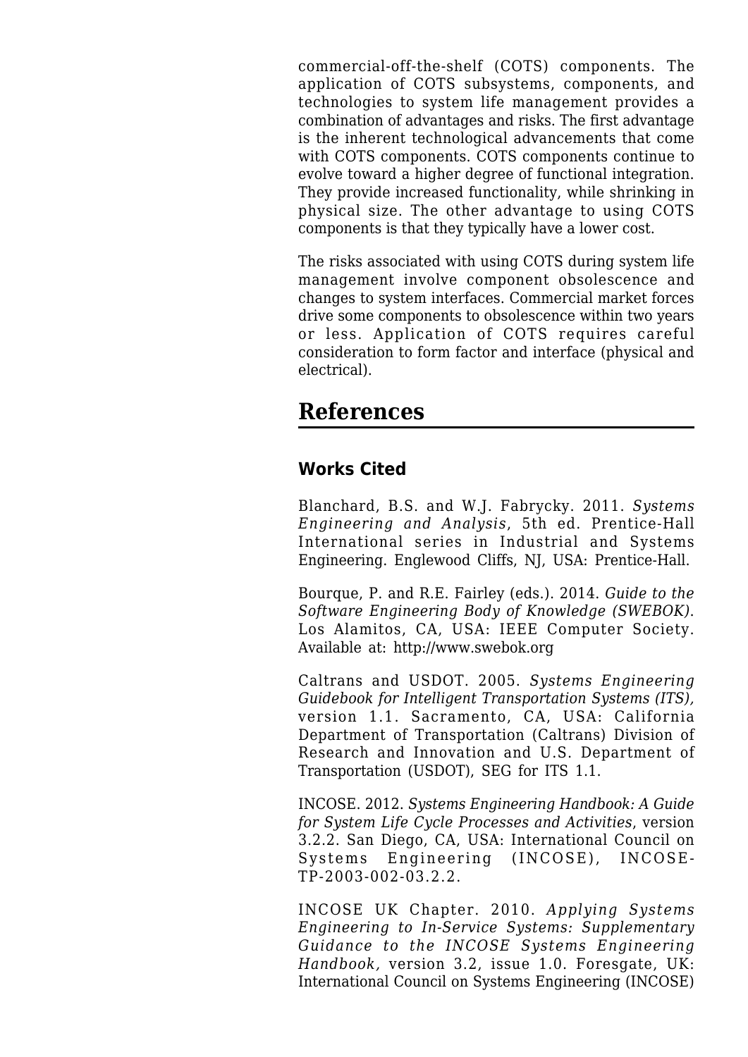commercial-off-the-shelf (COTS) components. The application of COTS subsystems, components, and technologies to system life management provides a combination of advantages and risks. The first advantage is the inherent technological advancements that come with COTS components. COTS components continue to evolve toward a higher degree of functional integration. They provide increased functionality, while shrinking in physical size. The other advantage to using COTS components is that they typically have a lower cost.

The risks associated with using COTS during system life management involve component obsolescence and changes to system interfaces. Commercial market forces drive some components to obsolescence within two years or less. Application of COTS requires careful consideration to form factor and interface (physical and electrical).

# References

### Works Cited

Blanchard, B.S. and W.J. Fabrycky. 2011. *Systems Engineering and Analysis*, 5th ed. Prentice-Hall International series in Industrial and Systems Engineering. Englewood Cliffs, NJ, USA: Prentice-Hall.

Bourque, P. and R.E. Fairley (eds.). 2014. *Guide to the Software Engineering Body of Knowledge (SWEBOK)*. Los Alamitos, CA, USA: IEEE Computer Society. Available at: http://www.swebok.org

Caltrans and USDOT. 2005. *Systems Engineering Guidebook for Intelligent Transportation Systems (ITS),* version 1.1. Sacramento, CA, USA: California Department of Transportation (Caltrans) Division of Research and Innovation and U.S. Department of Transportation (USDOT), SEG for ITS 1.1.

INCOSE. 2012. *Systems Engineering Handbook: A Guide for System Life Cycle Processes and Activities*, version 3.2.2. San Diego, CA, USA: International Council on Systems Engineering (INCOSE), INCOSE-TP-2003-002-03.2.2.

INCOSE UK Chapter. 2010. *Applying Systems Engineering to In-Service Systems: Supplementary Guidance to the INCOSE Systems Engineering Handbook,* version 3.2, issue 1.0. Foresgate, UK: International Council on Systems Engineering (INCOSE)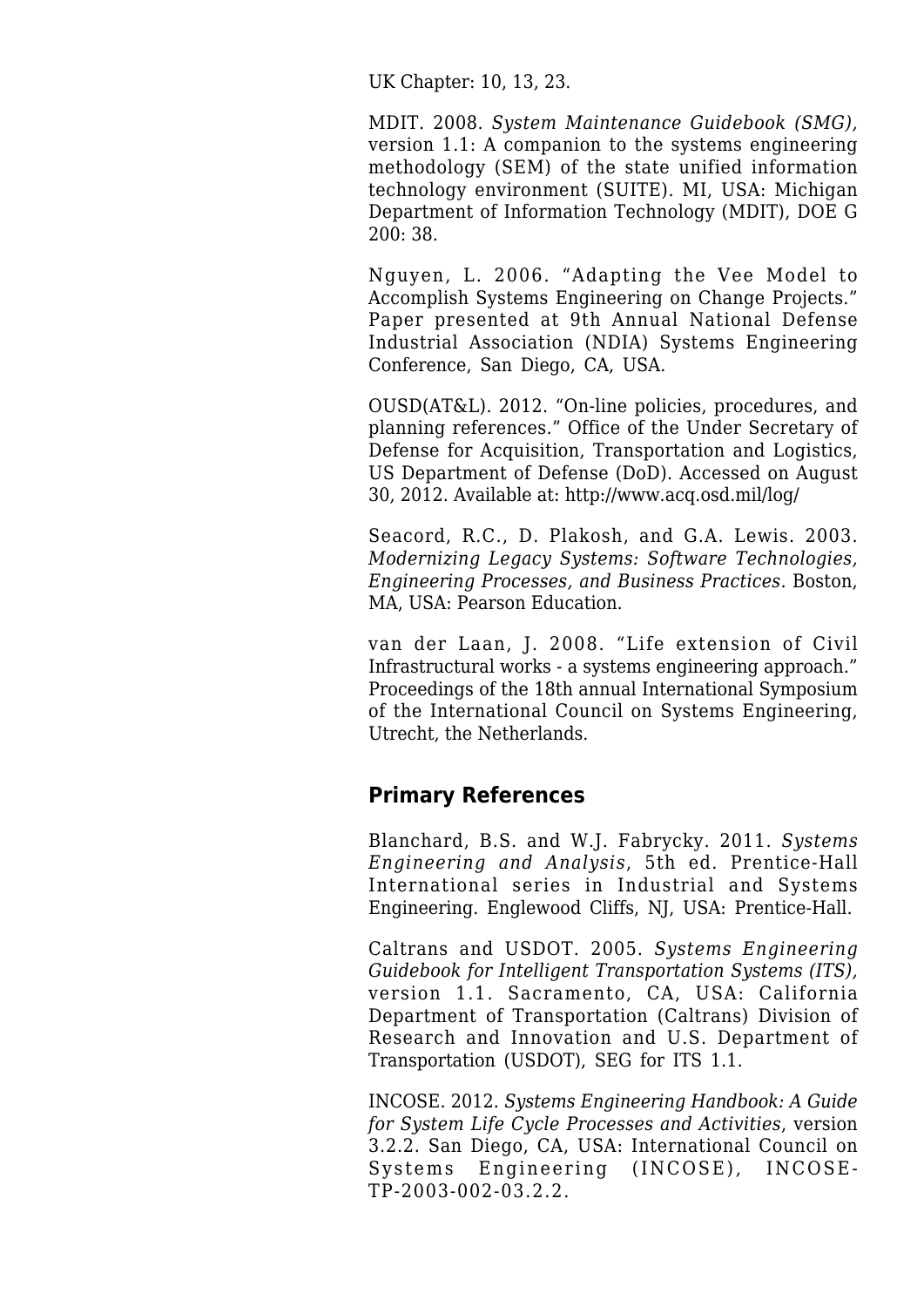UK Chapter: 10, 13, 23.

MDIT. 2008. *System Maintenance Guidebook (SMG),* version 1.1: A companion to the systems engineering methodology (SEM) of the state unified information technology environment (SUITE). MI, USA: Michigan Department of Information Technology (MDIT), DOE G 200: 38.

Nguyen, L. 2006. "Adapting the Vee Model to Accomplish Systems Engineering on Change Projects." Paper presented at 9th Annual National Defense Industrial Association (NDIA) Systems Engineering Conference, San Diego, CA, USA.

OUSD(AT&L). 2012. "On-line policies, procedures, and planning references." Office of the Under Secretary of Defense for Acquisition, Transportation and Logistics, US Department of Defense (DoD). Accessed on August 30, 2012. Available at: http://www.acq.osd.mil/log/

Seacord, R.C., D. Plakosh, and G.A. Lewis. 2003. *Modernizing Legacy Systems: Software Technologies, Engineering Processes, and Business Practices*. Boston, MA, USA: Pearson Education.

van der Laan, J. 2008. "Life extension of Civil Infrastructural works - a systems engineering approach." Proceedings of the 18th annual International Symposium of the International Council on Systems Engineering, Utrecht, the Netherlands.

## Primary References

Blanchard, B.S. and W.J. Fabrycky. 2011. *Systems Engineering and Analysis*, 5th ed. Prentice-Hall International series in Industrial and Systems Engineering. Englewood Cliffs, NJ, USA: Prentice-Hall.

Caltrans and USDOT. 2005. *Systems Engineering Guidebook for Intelligent Transportation Systems (ITS),* version 1.1. Sacramento, CA, USA: California Department of Transportation (Caltrans) Division of Research and Innovation and U.S. Department of Transportation (USDOT), SEG for ITS 1.1.

INCOSE. 2012. *Systems Engineering Handbook: A Guide for System Life Cycle Processes and Activities*, version 3.2.2. San Diego, CA, USA: International Council on Systems Engineering (INCOSE), INCOSE-TP-2003-002-03.2.2.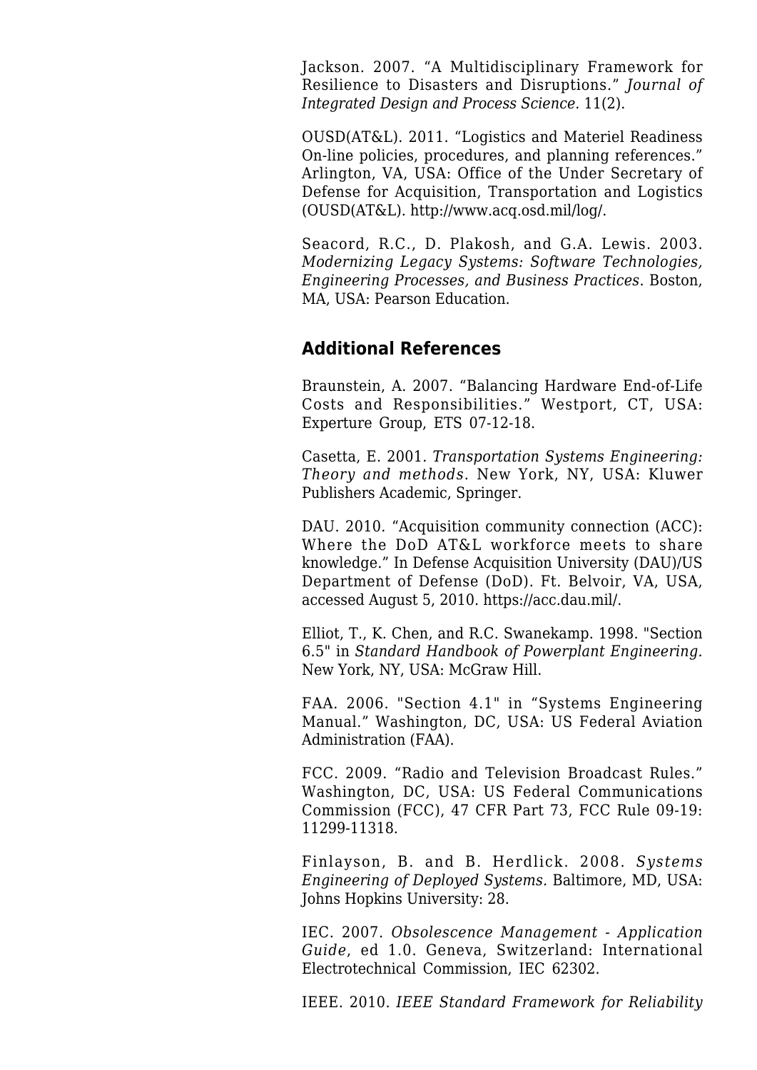Jackson. 2007. “A Multidisciplinary Framework for Resilience to Disasters and Disruptions.” *Journal of Integrated Design and Process Science.* 11(2).

OUSD(AT&L). 2011. “Logistics and Materiel Readiness On-line policies, procedures, and planning references.” Arlington, VA, USA: Office of the Under Secretary of Defense for Acquisition, Transportation and Logistics (OUSD(AT&L). http://www.acq.osd.mil/log/.

Seacord, R.C., D. Plakosh, and G.A. Lewis. 2003. *Modernizing Legacy Systems: Software Technologies, Engineering Processes, and Business Practices*. Boston, MA, USA: Pearson Education.

## Additional References

Braunstein, A. 2007. “Balancing Hardware End-of-Life Costs and Responsibilities.” Westport, CT, USA: Experture Group, ETS 07-12-18.

Casetta, E. 2001. *Transportation Systems Engineering: Theory and methods*. New York, NY, USA: Kluwer Publishers Academic, Springer.

DAU. 2010. “Acquisition community connection (ACC): Where the DoD AT&L workforce meets to share knowledge.” In Defense Acquisition University (DAU)/US Department of Defense (DoD). Ft. Belvoir, VA, USA, accessed August 5, 2010. https://acc.dau.mil/.

Elliot, T., K. Chen, and R.C. Swanekamp. 1998. "Section 6.5" in *Standard Handbook of Powerplant Engineering.* New York, NY, USA: McGraw Hill.

FAA. 2006. "Section 4.1" in “Systems Engineering Manual.” Washington, DC, USA: US Federal Aviation Administration (FAA).

FCC. 2009. “Radio and Television Broadcast Rules.” Washington, DC, USA: US Federal Communications Commission (FCC), 47 CFR Part 73, FCC Rule 09-19: 11299-11318.

Finlayson, B. and B. Herdlick. 2008. *Systems Engineering of Deployed Systems.* Baltimore, MD, USA: Johns Hopkins University: 28.

IEC. 2007. *Obsolescence Management - Application Guide*, ed 1.0. Geneva, Switzerland: International Electrotechnical Commission, IEC 62302.

IEEE. 2010. *IEEE Standard Framework for Reliability*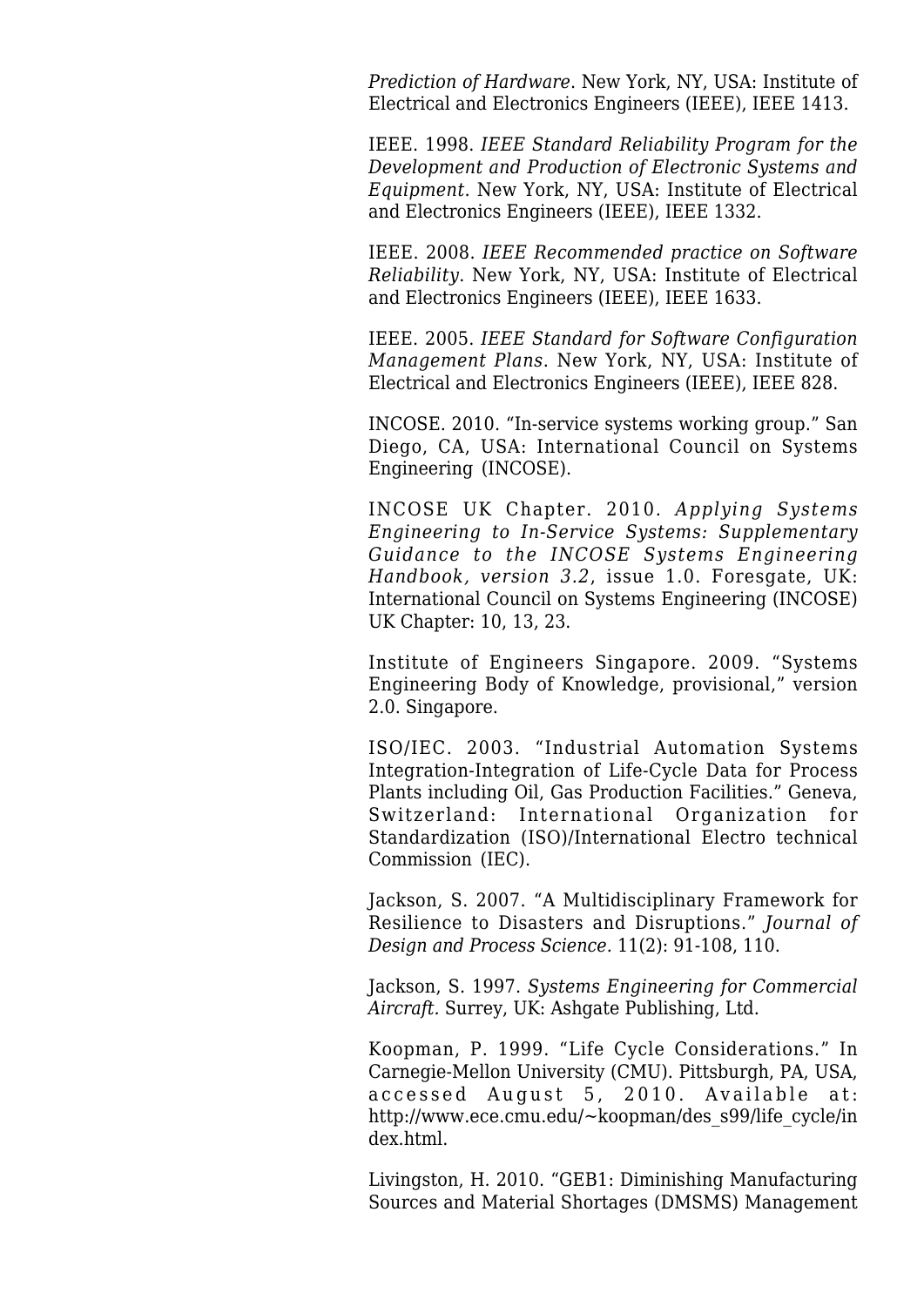*Prediction of Hardware*. New York, NY, USA: Institute of Electrical and Electronics Engineers (IEEE), IEEE 1413.

IEEE. 1998. *IEEE Standard Reliability Program for the Development and Production of Electronic Systems and Equipment*. New York, NY, USA: Institute of Electrical and Electronics Engineers (IEEE), IEEE 1332.

IEEE. 2008. *IEEE Recommended practice on Software Reliability*. New York, NY, USA: Institute of Electrical and Electronics Engineers (IEEE), IEEE 1633.

IEEE. 2005. *IEEE Standard for Software Configuration Management Plans*. New York, NY, USA: Institute of Electrical and Electronics Engineers (IEEE), IEEE 828.

INCOSE. 2010. "In-service systems working group." San Diego, CA, USA: International Council on Systems Engineering (INCOSE).

INCOSE UK Chapter. 2010. *Applying Systems Engineering to In-Service Systems: Supplementary Guidance to the INCOSE Systems Engineering Handbook, version 3.2*, issue 1.0. Foresgate, UK: International Council on Systems Engineering (INCOSE) UK Chapter: 10, 13, 23.

Institute of Engineers Singapore. 2009. "Systems Engineering Body of Knowledge, provisional," version 2.0. Singapore.

ISO/IEC. 2003. "Industrial Automation Systems Integration-Integration of Life-Cycle Data for Process Plants including Oil, Gas Production Facilities." Geneva, Switzerland: International Organization for Standardization (ISO)/International Electro technical Commission (IEC).

Jackson, S. 2007. "A Multidisciplinary Framework for Resilience to Disasters and Disruptions." *Journal of Design and Process Science*. 11(2): 91-108, 110.

Jackson, S. 1997. *Systems Engineering for Commercial Aircraft.* Surrey, UK: Ashgate Publishing, Ltd.

Koopman, P. 1999. "Life Cycle Considerations." In Carnegie-Mellon University (CMU). Pittsburgh, PA, USA, accessed August 5, 2010. Available at: http://www.ece.cmu.edu/~koopman/des_s99/life_cycle/index.html.

Livingston, H. 2010. "GEB1: Diminishing Manufacturing Sources and Material Shortages (DMSMS) Management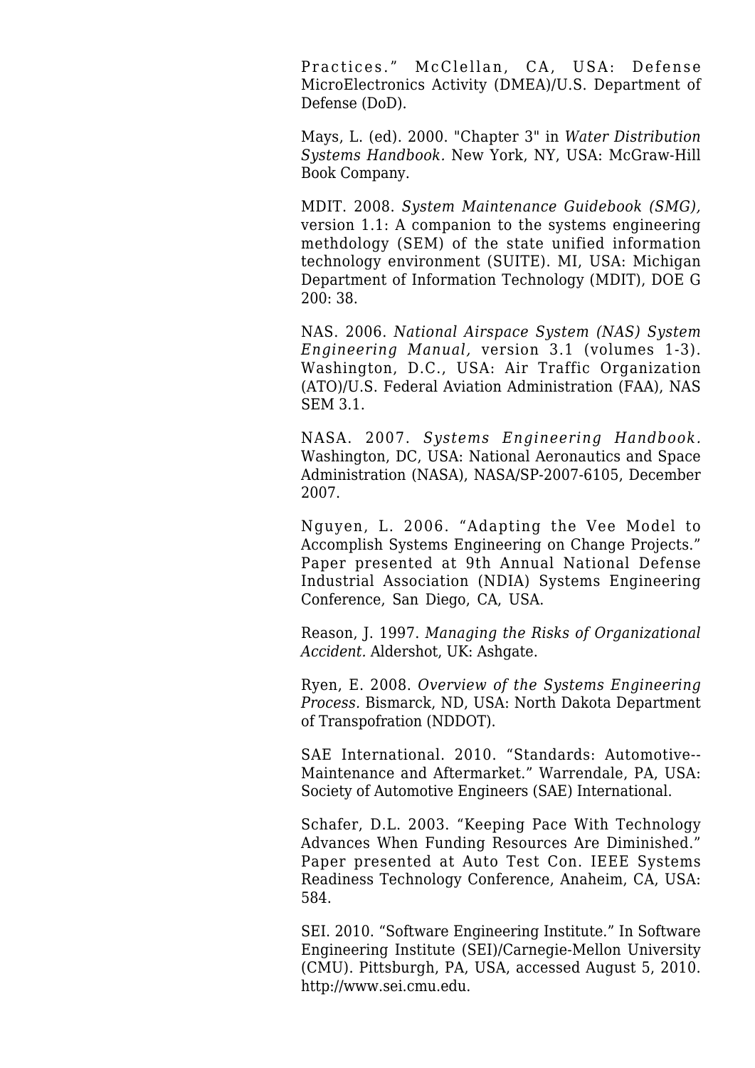Practices." McClellan, CA, USA: Defense MicroElectronics Activity (DMEA)/U.S. Department of Defense (DoD).

Mays, L. (ed). 2000. "Chapter 3" in *Water Distribution Systems Handbook.* New York, NY, USA: McGraw-Hill Book Company.

MDIT. 2008. *System Maintenance Guidebook (SMG),* version 1.1: A companion to the systems engineering methdology (SEM) of the state unified information technology environment (SUITE). MI, USA: Michigan Department of Information Technology (MDIT), DOE G 200: 38.

NAS. 2006. *National Airspace System (NAS) System Engineering Manual,* version 3.1 (volumes 1-3). Washington, D.C., USA: Air Traffic Organization (ATO)/U.S. Federal Aviation Administration (FAA), NAS SEM 3.1.

NASA. 2007. *Systems Engineering Handbook.* Washington, DC, USA: National Aeronautics and Space Administration (NASA), NASA/SP-2007-6105, December 2007.

Nguyen, L. 2006. "Adapting the Vee Model to Accomplish Systems Engineering on Change Projects." Paper presented at 9th Annual National Defense Industrial Association (NDIA) Systems Engineering Conference, San Diego, CA, USA.

Reason, J. 1997. *Managing the Risks of Organizational Accident.* Aldershot, UK: Ashgate.

Ryen, E. 2008. *Overview of the Systems Engineering Process.* Bismarck, ND, USA: North Dakota Department of Transpofration (NDDOT).

SAE International. 2010. "Standards: Automotive--Maintenance and Aftermarket." Warrendale, PA, USA: Society of Automotive Engineers (SAE) International.

Schafer, D.L. 2003. "Keeping Pace With Technology Advances When Funding Resources Are Diminished." Paper presented at Auto Test Con. IEEE Systems Readiness Technology Conference, Anaheim, CA, USA: 584.

SEI. 2010. "Software Engineering Institute." In Software Engineering Institute (SEI)/Carnegie-Mellon University (CMU). Pittsburgh, PA, USA, accessed August 5, 2010. http://www.sei.cmu.edu.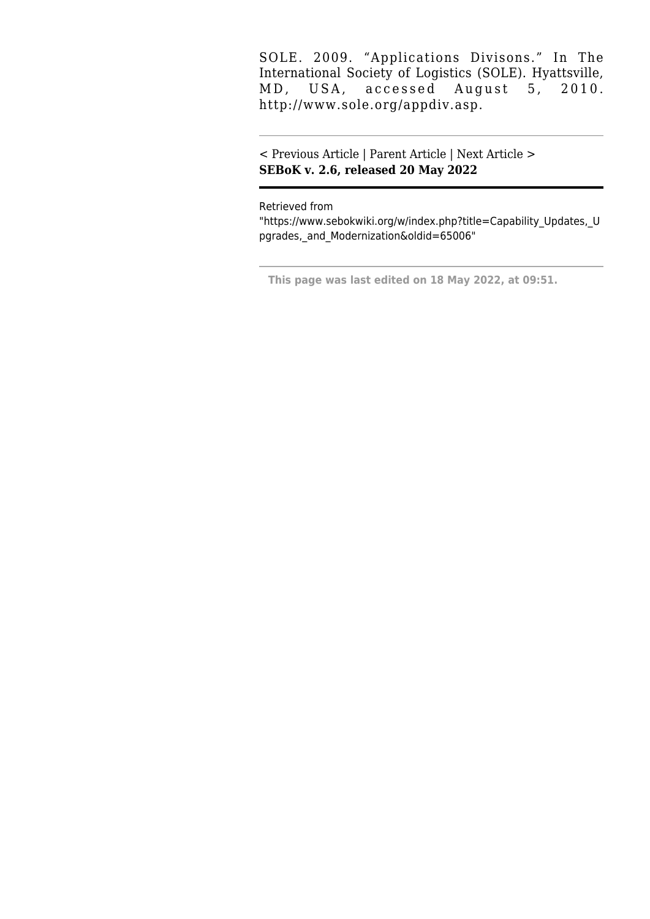SOLE. 2009. "Applications Divisons." In The International Society of Logistics (SOLE). Hyattsville, MD, USA, accessed August 5, 2010. http://www.sole.org/appdiv.asp.

---

< Previous Article | Parent Article | Next Article >
**SEBoK v. 2.6, released 20 May 2022**

---

Retrieved from "https://www.sebokwiki.org/w/index.php?title=Capability_Updates,_Upgrades,_and_Modernization&oldid=65006"

---

**This page was last edited on 18 May 2022, at 09:51.**